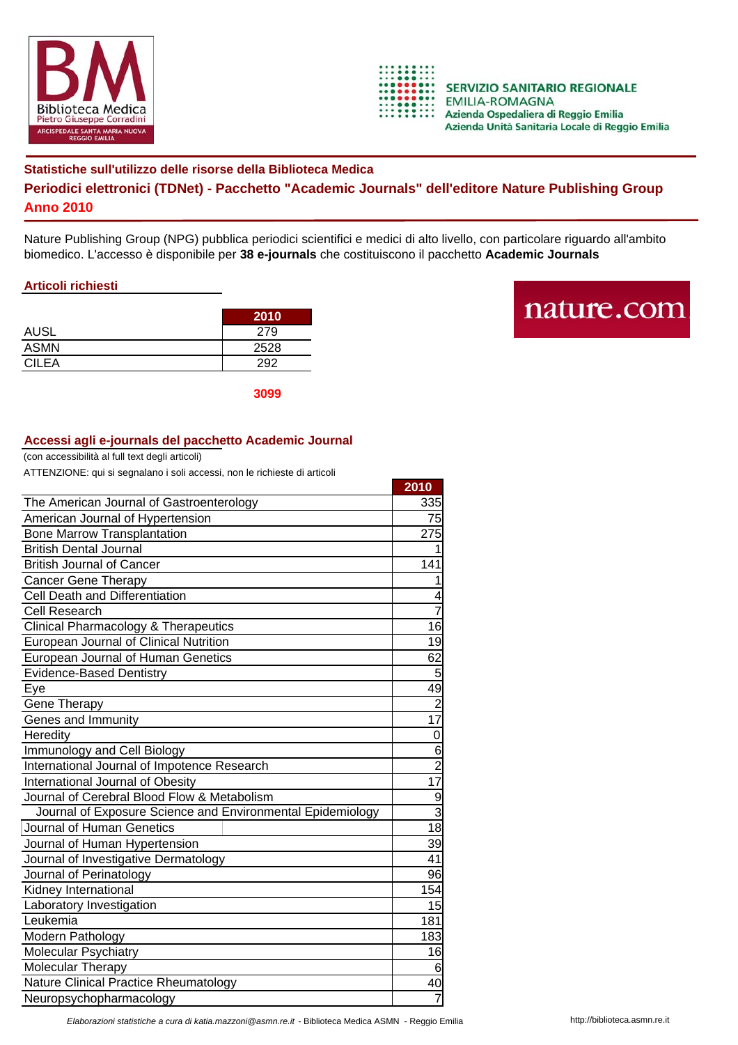### Statistiche sull'utilizzo delle risorse della Biblioteca Medica

## Periodici elettronici (TDNet) - Pacchetto "Academic Journals" dell'editore Nature Publishing Group

## Anno 2010

Nature Publishing Group (NPG) pubblica periodici scientifici e medici di alto livello, con particolare riguardo all'ambito biomedico. L'accesso è disponibile per **38 e-journals** che costituiscono il pacchetto **Academic Journals**

### Articoli richiesti

| | 2010 |
|---|---|
| AUSL | 279 |
| ASMN | 2528 |
| CILEA | 292 |
| | **3099** |

### Accessi agli e-journals del pacchetto Academic Journal

(con accessibilità al full text degli articoli)

ATTENZIONE: qui si segnalano i soli accessi, non le richieste di articoli

| | 2010 |
|---|---|
| The American Journal of Gastroenterology | 335 |
| American Journal of Hypertension | 75 |
| Bone Marrow Transplantation | 275 |
| British Dental Journal | 1 |
| British Journal of Cancer | 141 |
| Cancer Gene Therapy | 1 |
| Cell Death and Differentiation | 4 |
| Cell Research | 7 |
| Clinical Pharmacology & Therapeutics | 16 |
| European Journal of Clinical Nutrition | 19 |
| European Journal of Human Genetics | 62 |
| Evidence-Based Dentistry | 5 |
| Eye | 49 |
| Gene Therapy | 2 |
| Genes and Immunity | 17 |
| Heredity | 0 |
| Immunology and Cell Biology | 6 |
| International Journal of Impotence Research | 2 |
| International Journal of Obesity | 17 |
| Journal of Cerebral Blood Flow & Metabolism | 9 |
| Journal of Exposure Science and Environmental Epidemiology | 3 |
| Journal of Human Genetics | 18 |
| Journal of Human Hypertension | 39 |
| Journal of Investigative Dermatology | 41 |
| Journal of Perinatology | 96 |
| Kidney International | 154 |
| Laboratory Investigation | 15 |
| Leukemia | 181 |
| Modern Pathology | 183 |
| Molecular Psychiatry | 16 |
| Molecular Therapy | 6 |
| Nature Clinical Practice Rheumatology | 40 |
| Neuropsychopharmacology | 7 |

*Elaborazioni statistiche a cura di katia.mazzoni@asmn.re.it* - Biblioteca Medica ASMN - Reggio Emilia    http://biblioteca.asmn.re.it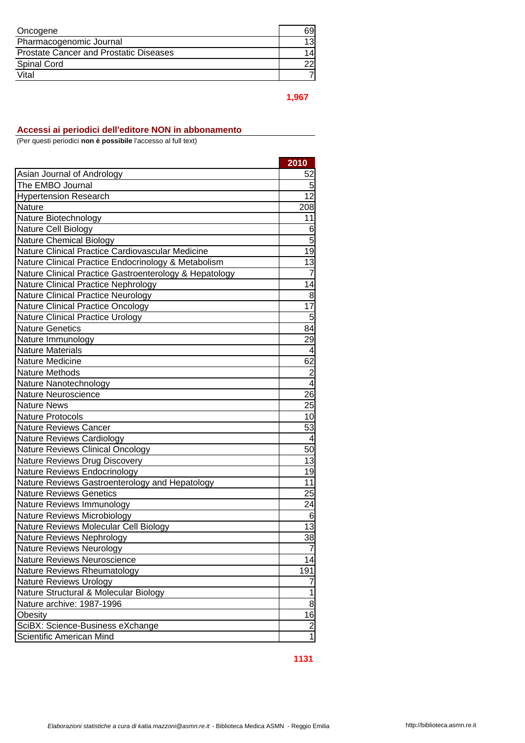| | |
|---|---|
| Oncogene | 69 |
| Pharmacogenomic Journal | 13 |
| Prostate Cancer and Prostatic Diseases | 14 |
| Spinal Cord | 22 |
| Vital | 7 |

**1,967**

## Accessi ai periodici dell'editore NON in abbonamento

(Per questi periodici **non è possibile** l'accesso al full text)

| | 2010 |
|---|---|
| Asian Journal of Andrology | 52 |
| The EMBO Journal | 5 |
| Hypertension Research | 12 |
| Nature | 208 |
| Nature Biotechnology | 11 |
| Nature Cell Biology | 6 |
| Nature Chemical Biology | 5 |
| Nature Clinical Practice Cardiovascular Medicine | 19 |
| Nature Clinical Practice Endocrinology & Metabolism | 13 |
| Nature Clinical Practice Gastroenterology & Hepatology | 7 |
| Nature Clinical Practice Nephrology | 14 |
| Nature Clinical Practice Neurology | 8 |
| Nature Clinical Practice Oncology | 17 |
| Nature Clinical Practice Urology | 5 |
| Nature Genetics | 84 |
| Nature Immunology | 29 |
| Nature Materials | 4 |
| Nature Medicine | 62 |
| Nature Methods | 2 |
| Nature Nanotechnology | 4 |
| Nature Neuroscience | 26 |
| Nature News | 25 |
| Nature Protocols | 10 |
| Nature Reviews Cancer | 53 |
| Nature Reviews Cardiology | 4 |
| Nature Reviews Clinical Oncology | 50 |
| Nature Reviews Drug Discovery | 13 |
| Nature Reviews Endocrinology | 19 |
| Nature Reviews Gastroenterology and Hepatology | 11 |
| Nature Reviews Genetics | 25 |
| Nature Reviews Immunology | 24 |
| Nature Reviews Microbiology | 6 |
| Nature Reviews Molecular Cell Biology | 13 |
| Nature Reviews Nephrology | 38 |
| Nature Reviews Neurology | 7 |
| Nature Reviews Neuroscience | 14 |
| Nature Reviews Rheumatology | 191 |
| Nature Reviews Urology | 7 |
| Nature Structural & Molecular Biology | 1 |
| Nature archive: 1987-1996 | 8 |
| Obesity | 16 |
| SciBX: Science-Business eXchange | 2 |
| Scientific American Mind | 1 |

**1131**

*Elaborazioni statistiche a cura di katia.mazzoni@asmn.re.it* - Biblioteca Medica ASMN - Reggio Emilia http://biblioteca.asmn.re.it